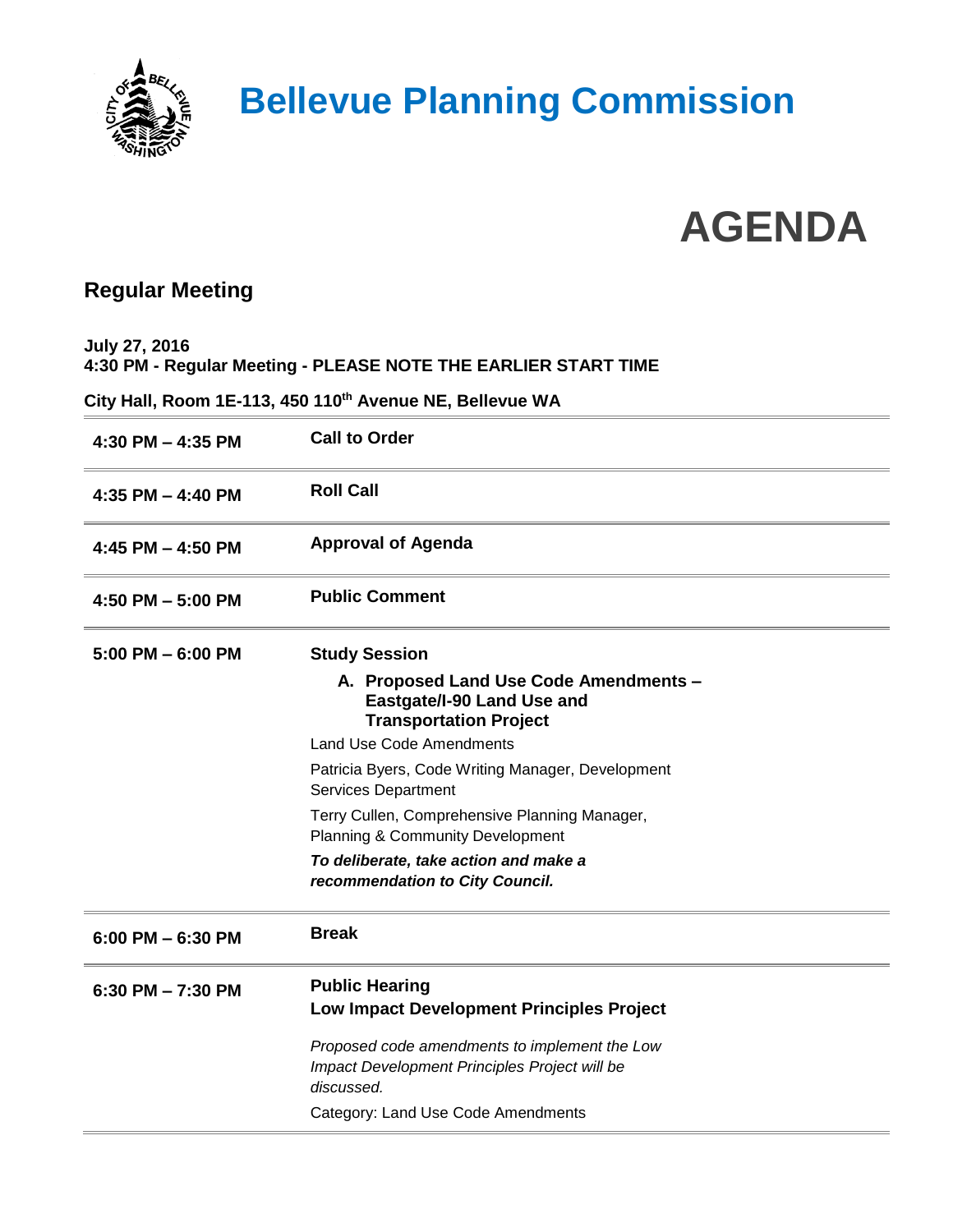# Bellevue Planning Commission

# AGENDA

## Regular Meeting

**July 27, 2016**
**4:30 PM - Regular Meeting - PLEASE NOTE THE EARLIER START TIME**

**City Hall, Room 1E-113, 450 110th Avenue NE, Bellevue WA**

| | |
|---|---|
| **4:30 PM – 4:35 PM** | **Call to Order** |
| **4:35 PM – 4:40 PM** | **Roll Call** |
| **4:45 PM – 4:50 PM** | **Approval of Agenda** |
| **4:50 PM – 5:00 PM** | **Public Comment** |
| **5:00 PM – 6:00 PM** | **Study Session**<br>**A. Proposed Land Use Code Amendments – Eastgate/I-90 Land Use and Transportation Project**<br>Land Use Code Amendments<br>Patricia Byers, Code Writing Manager, Development Services Department<br>Terry Cullen, Comprehensive Planning Manager, Planning & Community Development<br>***To deliberate, take action and make a recommendation to City Council.*** |
| **6:00 PM – 6:30 PM** | **Break** |
| **6:30 PM – 7:30 PM** | **Public Hearing**<br>**Low Impact Development Principles Project**<br>*Proposed code amendments to implement the Low Impact Development Principles Project will be discussed.*<br>Category: Land Use Code Amendments |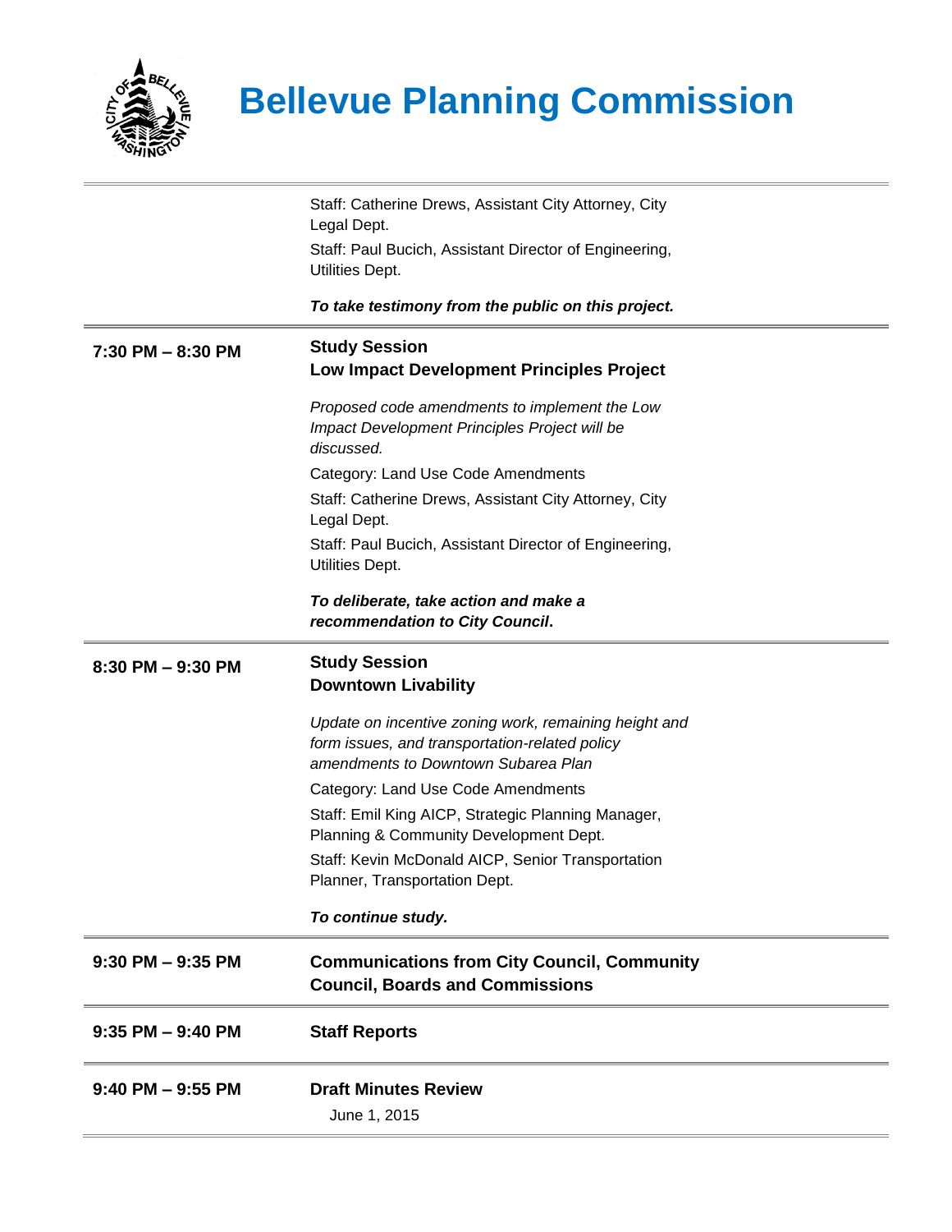# Bellevue Planning Commission

| | |
|---|---|
| | Staff: Catherine Drews, Assistant City Attorney, City Legal Dept.<br>Staff: Paul Bucich, Assistant Director of Engineering, Utilities Dept.<br><br>***To take testimony from the public on this project.*** |
| **7:30 PM – 8:30 PM** | **Study Session**<br>**Low Impact Development Principles Project**<br><br>*Proposed code amendments to implement the Low Impact Development Principles Project will be discussed.*<br>Category: Land Use Code Amendments<br>Staff: Catherine Drews, Assistant City Attorney, City Legal Dept.<br>Staff: Paul Bucich, Assistant Director of Engineering, Utilities Dept.<br><br>***To deliberate, take action and make a recommendation to City Council.*** |
| **8:30 PM – 9:30 PM** | **Study Session**<br>**Downtown Livability**<br><br>*Update on incentive zoning work, remaining height and form issues, and transportation-related policy amendments to Downtown Subarea Plan*<br>Category: Land Use Code Amendments<br>Staff: Emil King AICP, Strategic Planning Manager, Planning & Community Development Dept.<br>Staff: Kevin McDonald AICP, Senior Transportation Planner, Transportation Dept.<br><br>***To continue study.*** |
| **9:30 PM – 9:35 PM** | **Communications from City Council, Community Council, Boards and Commissions** |
| **9:35 PM – 9:40 PM** | **Staff Reports** |
| **9:40 PM – 9:55 PM** | **Draft Minutes Review**<br>June 1, 2015 |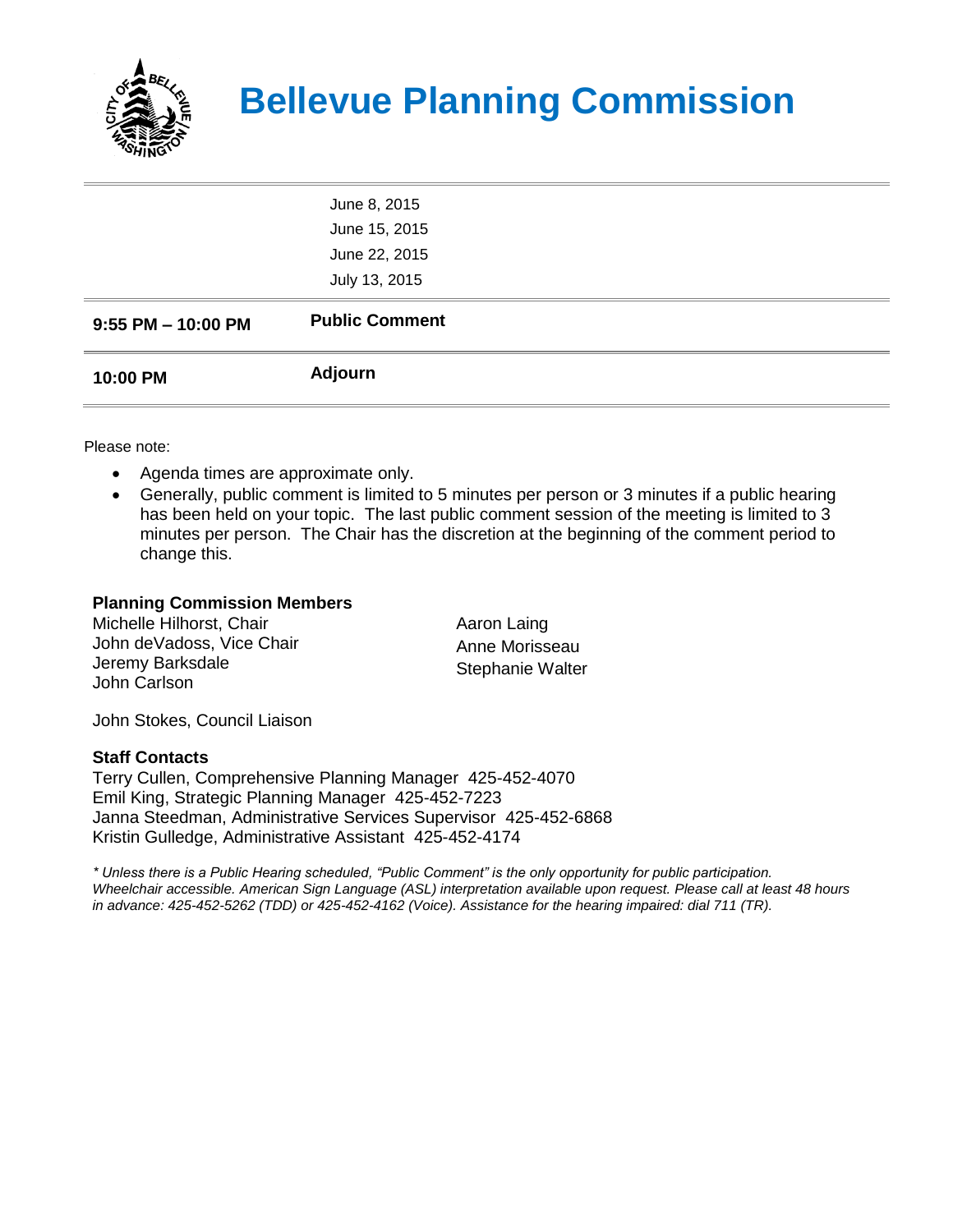# Bellevue Planning Commission

| | |
|---|---|
| | June 8, 2015<br>June 15, 2015<br>June 22, 2015<br>July 13, 2015 |
| **9:55 PM – 10:00 PM** | **Public Comment** |
| **10:00 PM** | **Adjourn** |

Please note:

- Agenda times are approximate only.
- Generally, public comment is limited to 5 minutes per person or 3 minutes if a public hearing has been held on your topic. The last public comment session of the meeting is limited to 3 minutes per person. The Chair has the discretion at the beginning of the comment period to change this.

**Planning Commission Members**

Michelle Hilhorst, Chair
John deVadoss, Vice Chair
Jeremy Barksdale
John Carlson
Aaron Laing
Anne Morisseau
Stephanie Walter

John Stokes, Council Liaison

**Staff Contacts**

Terry Cullen, Comprehensive Planning Manager 425-452-4070
Emil King, Strategic Planning Manager 425-452-7223
Janna Steedman, Administrative Services Supervisor 425-452-6868
Kristin Gulledge, Administrative Assistant 425-452-4174

*\* Unless there is a Public Hearing scheduled, "Public Comment" is the only opportunity for public participation. Wheelchair accessible. American Sign Language (ASL) interpretation available upon request. Please call at least 48 hours in advance: 425-452-5262 (TDD) or 425-452-4162 (Voice). Assistance for the hearing impaired: dial 711 (TR).*